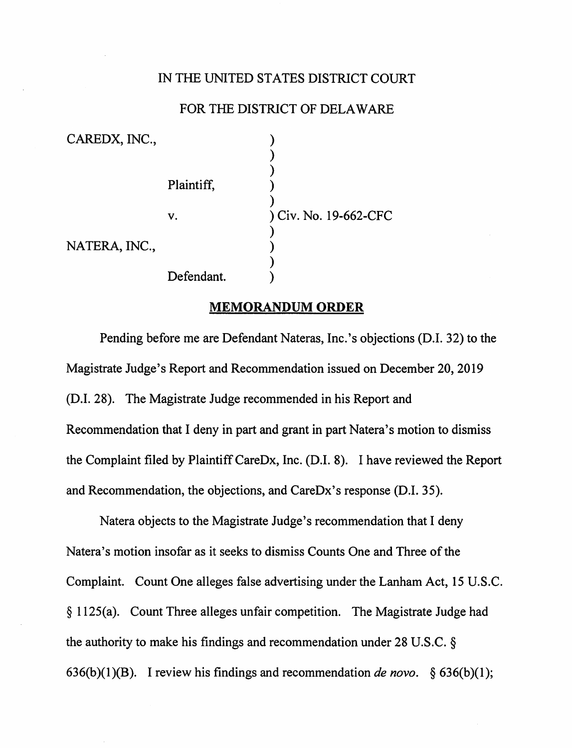IN THE UNITED STATES DISTRICT COURT

FOR THE DISTRICT OF DELAWARE

| | | |
|---|---|---|
| CAREDX, INC., | | ) |
| | Plaintiff, | ) |
| | v. | ) Civ. No. 19-662-CFC |
| NATERA, INC., | | ) |
| | Defendant. | ) |

## MEMORANDUM ORDER

Pending before me are Defendant Nateras, Inc.'s objections (D.I. 32) to the Magistrate Judge's Report and Recommendation issued on December 20, 2019 (D.I. 28). The Magistrate Judge recommended in his Report and Recommendation that I deny in part and grant in part Natera's motion to dismiss the Complaint filed by Plaintiff CareDx, Inc. (D.I. 8). I have reviewed the Report and Recommendation, the objections, and CareDx's response (D.I. 35).

Natera objects to the Magistrate Judge's recommendation that I deny Natera's motion insofar as it seeks to dismiss Counts One and Three of the Complaint. Count One alleges false advertising under the Lanham Act, 15 U.S.C. § 1125(a). Count Three alleges unfair competition. The Magistrate Judge had the authority to make his findings and recommendation under 28 U.S.C. § 636(b)(1)(B). I review his findings and recommendation *de novo*. § 636(b)(1);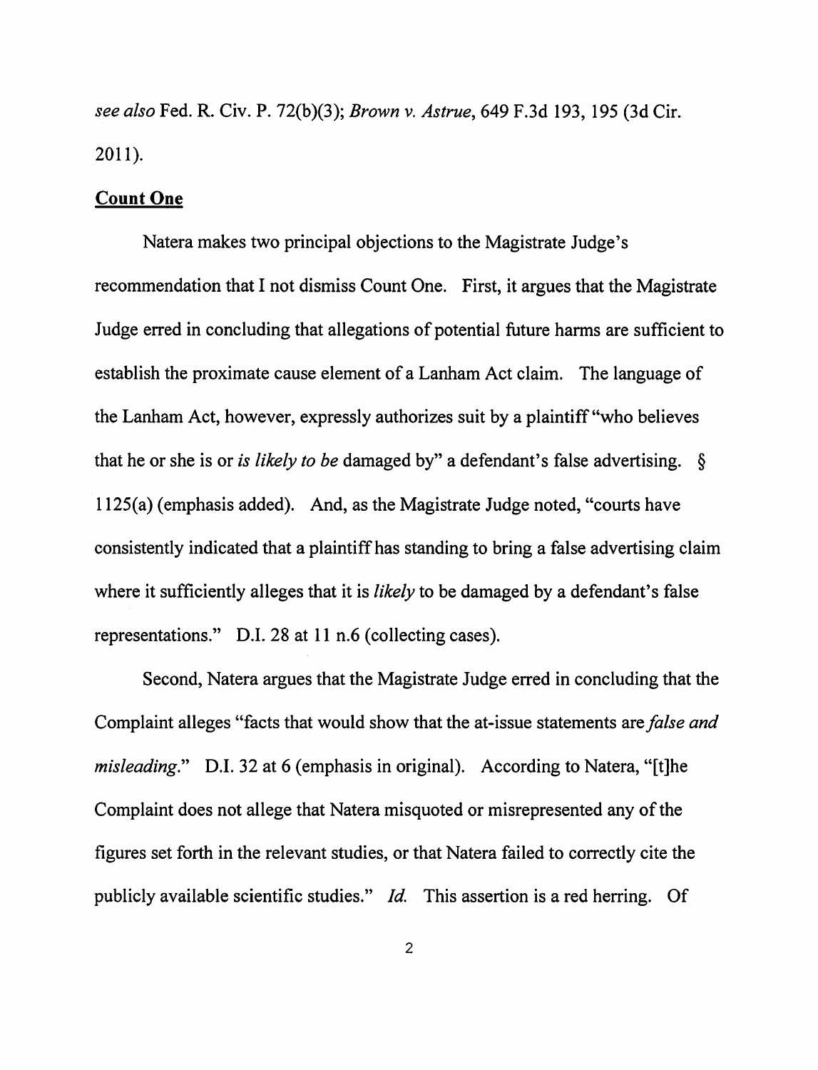*see also* Fed. R. Civ. P. 72(b)(3); *Brown v. Astrue*, 649 F.3d 193, 195 (3d Cir. 2011).

## Count One

Natera makes two principal objections to the Magistrate Judge's recommendation that I not dismiss Count One. First, it argues that the Magistrate Judge erred in concluding that allegations of potential future harms are sufficient to establish the proximate cause element of a Lanham Act claim. The language of the Lanham Act, however, expressly authorizes suit by a plaintiff "who believes that he or she is or *is likely to be* damaged by" a defendant's false advertising. § 1125(a) (emphasis added). And, as the Magistrate Judge noted, "courts have consistently indicated that a plaintiff has standing to bring a false advertising claim where it sufficiently alleges that it is *likely* to be damaged by a defendant's false representations." D.I. 28 at 11 n.6 (collecting cases).

Second, Natera argues that the Magistrate Judge erred in concluding that the Complaint alleges "facts that would show that the at-issue statements are *false and misleading*." D.I. 32 at 6 (emphasis in original). According to Natera, "[t]he Complaint does not allege that Natera misquoted or misrepresented any of the figures set forth in the relevant studies, or that Natera failed to correctly cite the publicly available scientific studies." *Id.* This assertion is a red herring. Of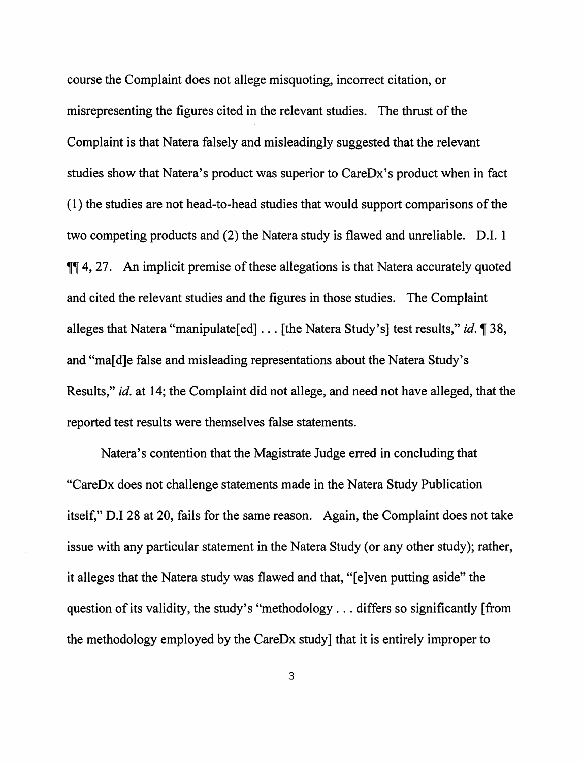course the Complaint does not allege misquoting, incorrect citation, or misrepresenting the figures cited in the relevant studies. The thrust of the Complaint is that Natera falsely and misleadingly suggested that the relevant studies show that Natera's product was superior to CareDx's product when in fact (1) the studies are not head-to-head studies that would support comparisons of the two competing products and (2) the Natera study is flawed and unreliable. D.I. 1 ¶¶ 4, 27. An implicit premise of these allegations is that Natera accurately quoted and cited the relevant studies and the figures in those studies. The Complaint alleges that Natera "manipulate[ed] . . . [the Natera Study's] test results," *id.* ¶ 38, and "ma[d]e false and misleading representations about the Natera Study's Results," *id.* at 14; the Complaint did not allege, and need not have alleged, that the reported test results were themselves false statements.

Natera's contention that the Magistrate Judge erred in concluding that "CareDx does not challenge statements made in the Natera Study Publication itself," D.I 28 at 20, fails for the same reason. Again, the Complaint does not take issue with any particular statement in the Natera Study (or any other study); rather, it alleges that the Natera study was flawed and that, "[e]ven putting aside" the question of its validity, the study's "methodology . . . differs so significantly [from the methodology employed by the CareDx study] that it is entirely improper to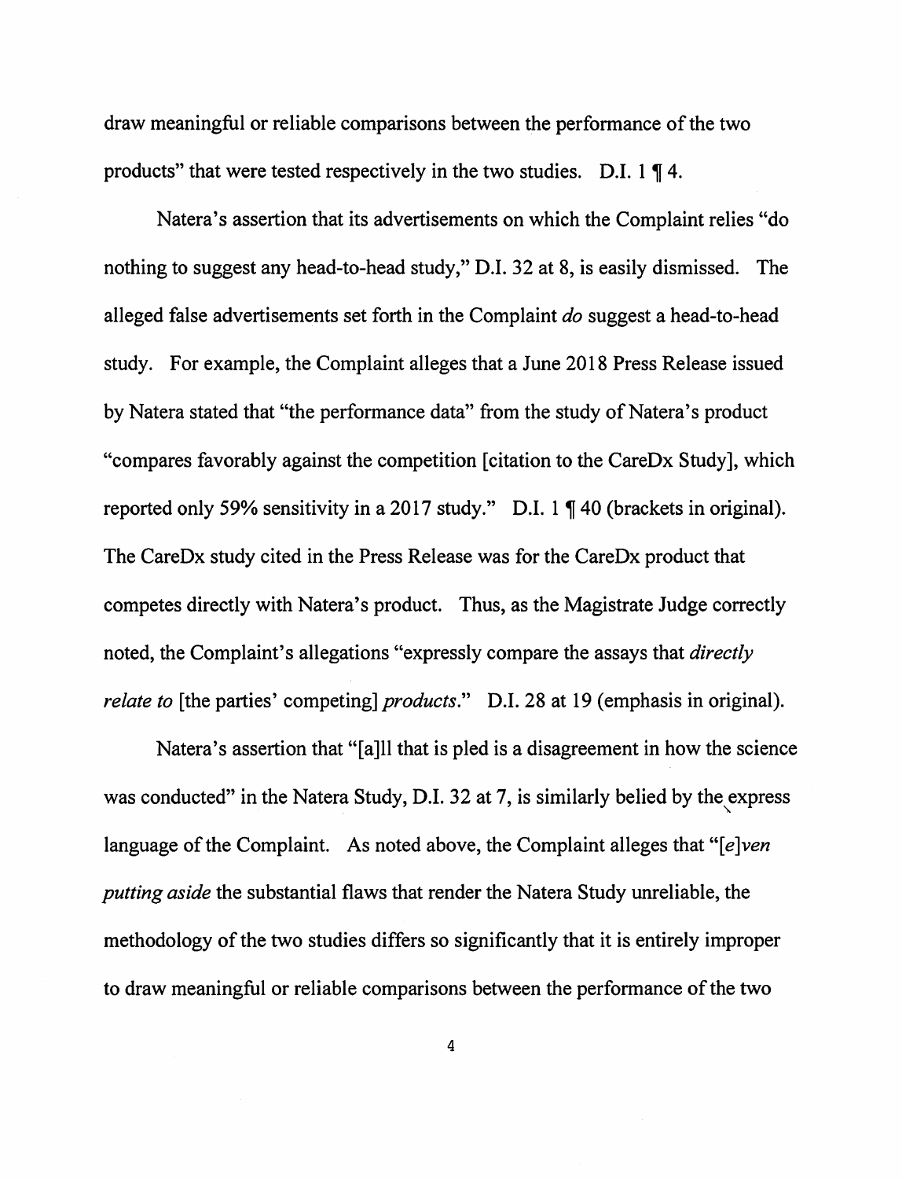draw meaningful or reliable comparisons between the performance of the two products" that were tested respectively in the two studies. D.I. 1 ¶ 4.

Natera's assertion that its advertisements on which the Complaint relies "do nothing to suggest any head-to-head study," D.I. 32 at 8, is easily dismissed. The alleged false advertisements set forth in the Complaint *do* suggest a head-to-head study. For example, the Complaint alleges that a June 2018 Press Release issued by Natera stated that "the performance data" from the study of Natera's product "compares favorably against the competition [citation to the CareDx Study], which reported only 59% sensitivity in a 2017 study." D.I. 1 ¶ 40 (brackets in original). The CareDx study cited in the Press Release was for the CareDx product that competes directly with Natera's product. Thus, as the Magistrate Judge correctly noted, the Complaint's allegations "expressly compare the assays that *directly relate to* [the parties' competing] *products*." D.I. 28 at 19 (emphasis in original).

Natera's assertion that "[a]ll that is pled is a disagreement in how the science was conducted" in the Natera Study, D.I. 32 at 7, is similarly belied by the express language of the Complaint. As noted above, the Complaint alleges that "*[e]ven putting aside* the substantial flaws that render the Natera Study unreliable, the methodology of the two studies differs so significantly that it is entirely improper to draw meaningful or reliable comparisons between the performance of the two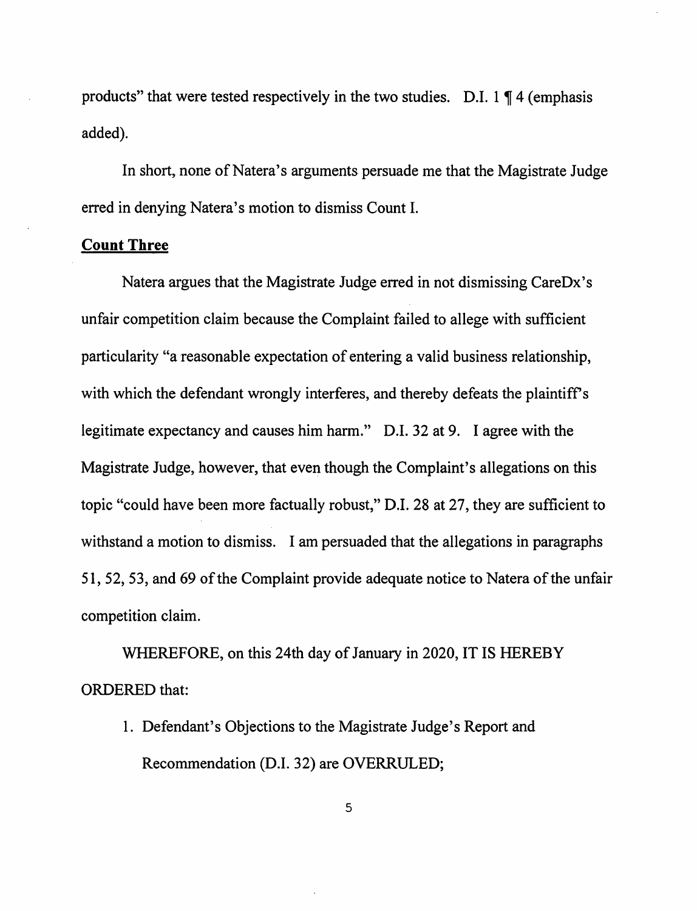products" that were tested respectively in the two studies. D.I. 1 ¶ 4 (emphasis added).

In short, none of Natera's arguments persuade me that the Magistrate Judge erred in denying Natera's motion to dismiss Count I.

**Count Three**

Natera argues that the Magistrate Judge erred in not dismissing CareDx's unfair competition claim because the Complaint failed to allege with sufficient particularity "a reasonable expectation of entering a valid business relationship, with which the defendant wrongly interferes, and thereby defeats the plaintiff's legitimate expectancy and causes him harm." D.I. 32 at 9. I agree with the Magistrate Judge, however, that even though the Complaint's allegations on this topic "could have been more factually robust," D.I. 28 at 27, they are sufficient to withstand a motion to dismiss. I am persuaded that the allegations in paragraphs 51, 52, 53, and 69 of the Complaint provide adequate notice to Natera of the unfair competition claim.

WHEREFORE, on this 24th day of January in 2020, IT IS HEREBY ORDERED that:

1. Defendant's Objections to the Magistrate Judge's Report and Recommendation (D.I. 32) are OVERRULED;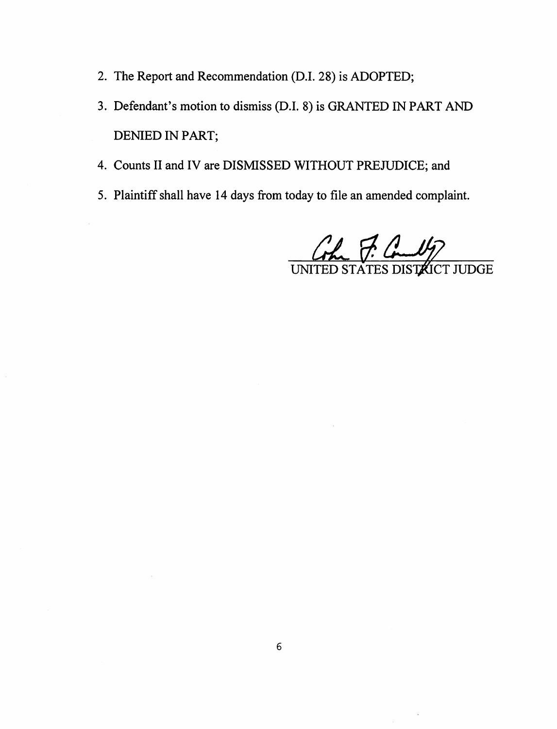2. The Report and Recommendation (D.I. 28) is ADOPTED;
3. Defendant's motion to dismiss (D.I. 8) is GRANTED IN PART AND DENIED IN PART;
4. Counts II and IV are DISMISSED WITHOUT PREJUDICE; and
5. Plaintiff shall have 14 days from today to file an amended complaint.

UNITED STATES DISTRICT JUDGE